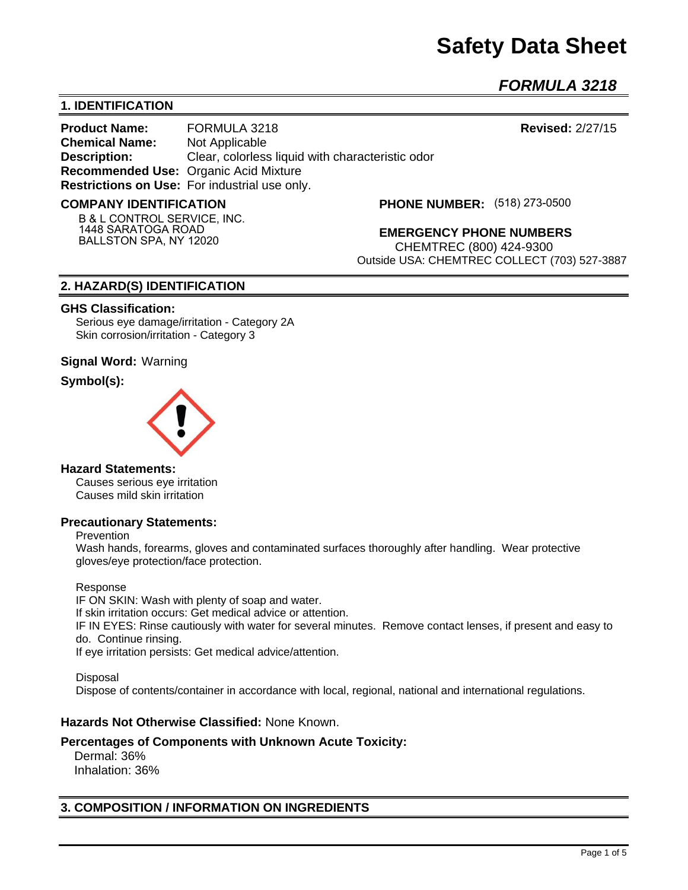# Safety Data Sheet

## *FORMULA 3218*

## 1. IDENTIFICATION

**Product Name:** FORMULA 3218

**Revised:** 2/27/15

**Chemical Name:** Not Applicable

**Description:** Clear, colorless liquid with characteristic odor

**Recommended Use:** Organic Acid Mixture

**Restrictions on Use:** For industrial use only.

**COMPANY IDENTIFICATION**

B & L CONTROL SERVICE, INC.
1448 SARATOGA ROAD
BALLSTON SPA, NY 12020

**PHONE NUMBER:** (518) 273-0500

**EMERGENCY PHONE NUMBERS**

CHEMTREC (800) 424-9300
Outside USA: CHEMTREC COLLECT (703) 527-3887

## 2. HAZARD(S) IDENTIFICATION

**GHS Classification:**

Serious eye damage/irritation - Category 2A
Skin corrosion/irritation - Category 3

**Signal Word:** Warning

**Symbol(s):**

**Hazard Statements:**

Causes serious eye irritation
Causes mild skin irritation

**Precautionary Statements:**

Prevention

Wash hands, forearms, gloves and contaminated surfaces thoroughly after handling. Wear protective gloves/eye protection/face protection.

Response

IF ON SKIN: Wash with plenty of soap and water.
If skin irritation occurs: Get medical advice or attention.
IF IN EYES: Rinse cautiously with water for several minutes. Remove contact lenses, if present and easy to do. Continue rinsing.
If eye irritation persists: Get medical advice/attention.

Disposal

Dispose of contents/container in accordance with local, regional, national and international regulations.

**Hazards Not Otherwise Classified:** None Known.

**Percentages of Components with Unknown Acute Toxicity:**

Dermal: 36%
Inhalation: 36%

## 3. COMPOSITION / INFORMATION ON INGREDIENTS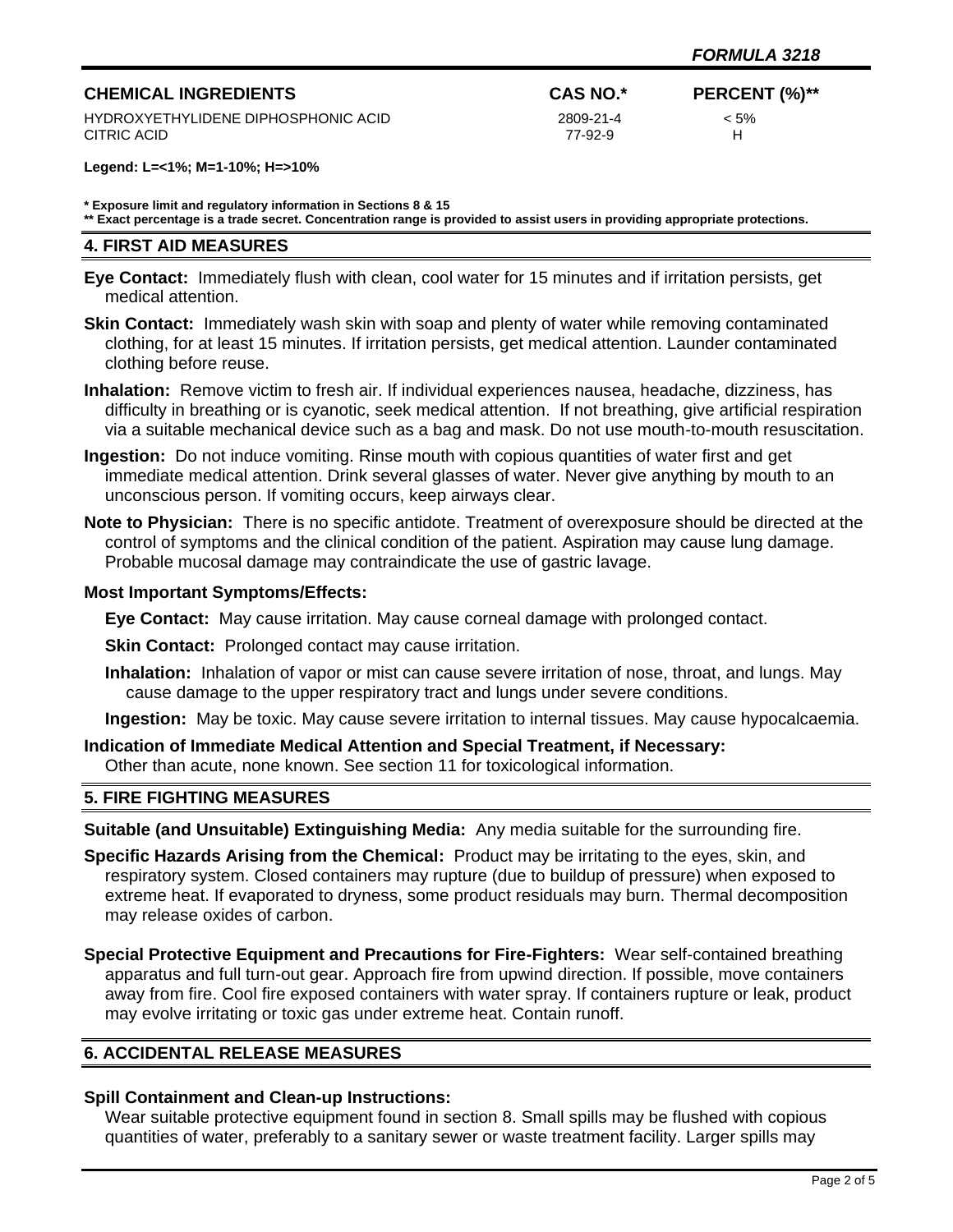| CHEMICAL INGREDIENTS | CAS NO.* | PERCENT (%)** |
| --- | --- | --- |
| HYDROXYETHYLIDENE DIPHOSPHONIC ACID | 2809-21-4 | < 5% |
| CITRIC ACID | 77-92-9 | H |

**Legend: L=<1%; M=1-10%; H=>10%**

**\* Exposure limit and regulatory information in Sections 8 & 15**
**\*\* Exact percentage is a trade secret. Concentration range is provided to assist users in providing appropriate protections.**

## 4. FIRST AID MEASURES

**Eye Contact:** Immediately flush with clean, cool water for 15 minutes and if irritation persists, get medical attention.

**Skin Contact:** Immediately wash skin with soap and plenty of water while removing contaminated clothing, for at least 15 minutes. If irritation persists, get medical attention. Launder contaminated clothing before reuse.

**Inhalation:** Remove victim to fresh air. If individual experiences nausea, headache, dizziness, has difficulty in breathing or is cyanotic, seek medical attention. If not breathing, give artificial respiration via a suitable mechanical device such as a bag and mask. Do not use mouth-to-mouth resuscitation.

**Ingestion:** Do not induce vomiting. Rinse mouth with copious quantities of water first and get immediate medical attention. Drink several glasses of water. Never give anything by mouth to an unconscious person. If vomiting occurs, keep airways clear.

**Note to Physician:** There is no specific antidote. Treatment of overexposure should be directed at the control of symptoms and the clinical condition of the patient. Aspiration may cause lung damage. Probable mucosal damage may contraindicate the use of gastric lavage.

**Most Important Symptoms/Effects:**

**Eye Contact:** May cause irritation. May cause corneal damage with prolonged contact.

**Skin Contact:** Prolonged contact may cause irritation.

**Inhalation:** Inhalation of vapor or mist can cause severe irritation of nose, throat, and lungs. May cause damage to the upper respiratory tract and lungs under severe conditions.

**Ingestion:** May be toxic. May cause severe irritation to internal tissues. May cause hypocalcaemia.

**Indication of Immediate Medical Attention and Special Treatment, if Necessary:**
Other than acute, none known. See section 11 for toxicological information.

## 5. FIRE FIGHTING MEASURES

**Suitable (and Unsuitable) Extinguishing Media:** Any media suitable for the surrounding fire.

**Specific Hazards Arising from the Chemical:** Product may be irritating to the eyes, skin, and respiratory system. Closed containers may rupture (due to buildup of pressure) when exposed to extreme heat. If evaporated to dryness, some product residuals may burn. Thermal decomposition may release oxides of carbon.

**Special Protective Equipment and Precautions for Fire-Fighters:** Wear self-contained breathing apparatus and full turn-out gear. Approach fire from upwind direction. If possible, move containers away from fire. Cool fire exposed containers with water spray. If containers rupture or leak, product may evolve irritating or toxic gas under extreme heat. Contain runoff.

## 6. ACCIDENTAL RELEASE MEASURES

**Spill Containment and Clean-up Instructions:**
Wear suitable protective equipment found in section 8. Small spills may be flushed with copious quantities of water, preferably to a sanitary sewer or waste treatment facility. Larger spills may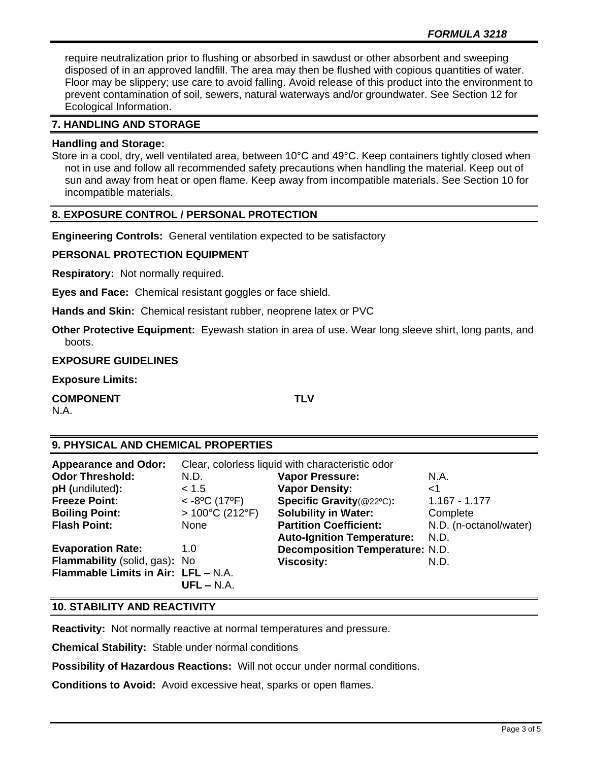require neutralization prior to flushing or absorbed in sawdust or other absorbent and sweeping disposed of in an approved landfill. The area may then be flushed with copious quantities of water. Floor may be slippery; use care to avoid falling. Avoid release of this product into the environment to prevent contamination of soil, sewers, natural waterways and/or groundwater. See Section 12 for Ecological Information.

## 7. HANDLING AND STORAGE

**Handling and Storage:**

Store in a cool, dry, well ventilated area, between 10°C and 49°C. Keep containers tightly closed when not in use and follow all recommended safety precautions when handling the material. Keep out of sun and away from heat or open flame. Keep away from incompatible materials. See Section 10 for incompatible materials.

## 8. EXPOSURE CONTROL / PERSONAL PROTECTION

**Engineering Controls:** General ventilation expected to be satisfactory

**PERSONAL PROTECTION EQUIPMENT**

**Respiratory:** Not normally required.

**Eyes and Face:** Chemical resistant goggles or face shield.

**Hands and Skin:** Chemical resistant rubber, neoprene latex or PVC

**Other Protective Equipment:** Eyewash station in area of use. Wear long sleeve shirt, long pants, and boots.

**EXPOSURE GUIDELINES**

**Exposure Limits:**

| COMPONENT | TLV |
|---|---|
| N.A. | |

## 9. PHYSICAL AND CHEMICAL PROPERTIES

| | | | |
|---|---|---|---|
| **Appearance and Odor:** | Clear, colorless liquid with characteristic odor | | |
| **Odor Threshold:** | N.D. | **Vapor Pressure:** | N.A. |
| **pH (**undiluted**):** | < 1.5 | **Vapor Density:** | <1 |
| **Freeze Point:** | < -8ºC (17ºF) | **Specific Gravity**(@22ºC)**:** | 1.167 - 1.177 |
| **Boiling Point:** | > 100°C (212°F) | **Solubility in Water:** | Complete |
| **Flash Point:** | None | **Partition Coefficient:** | N.D. (n-octanol/water) |
| | | **Auto-Ignition Temperature:** | N.D. |
| **Evaporation Rate:** | 1.0 | **Decomposition Temperature:** | N.D. |
| **Flammability** (solid, gas)**:** | No | **Viscosity:** | N.D. |
| **Flammable Limits in Air:** | **LFL –** N.A. **UFL –** N.A. | | |

## 10. STABILITY AND REACTIVITY

**Reactivity:** Not normally reactive at normal temperatures and pressure.

**Chemical Stability:** Stable under normal conditions

**Possibility of Hazardous Reactions:** Will not occur under normal conditions.

**Conditions to Avoid:** Avoid excessive heat, sparks or open flames.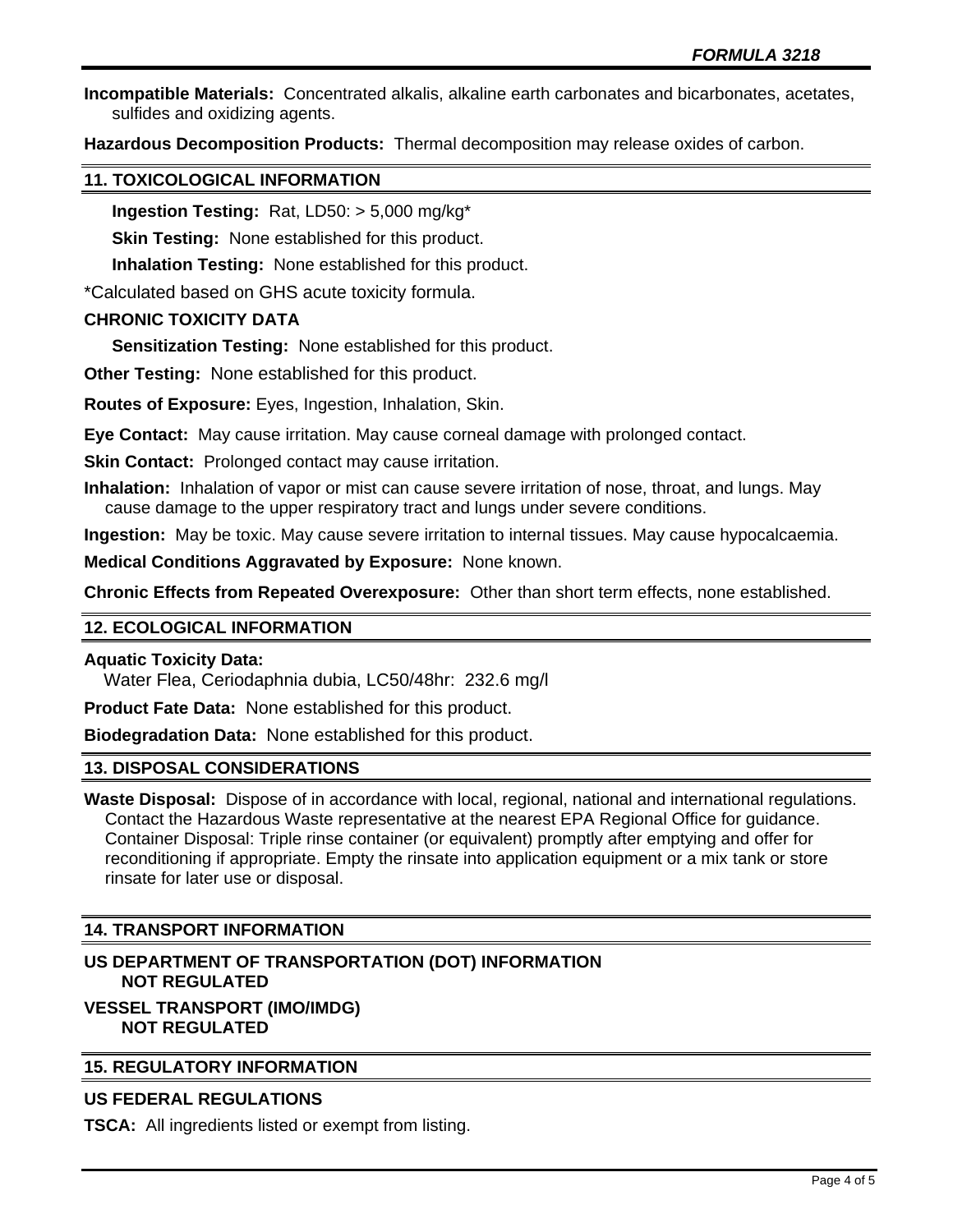**Incompatible Materials:** Concentrated alkalis, alkaline earth carbonates and bicarbonates, acetates, sulfides and oxidizing agents.

**Hazardous Decomposition Products:** Thermal decomposition may release oxides of carbon.

## 11. TOXICOLOGICAL INFORMATION

**Ingestion Testing:** Rat, LD50: > 5,000 mg/kg*

**Skin Testing:** None established for this product.

**Inhalation Testing:** None established for this product.

*Calculated based on GHS acute toxicity formula.

**CHRONIC TOXICITY DATA**

**Sensitization Testing:** None established for this product.

**Other Testing:** None established for this product.

**Routes of Exposure:** Eyes, Ingestion, Inhalation, Skin.

**Eye Contact:** May cause irritation. May cause corneal damage with prolonged contact.

**Skin Contact:** Prolonged contact may cause irritation.

**Inhalation:** Inhalation of vapor or mist can cause severe irritation of nose, throat, and lungs. May cause damage to the upper respiratory tract and lungs under severe conditions.

**Ingestion:** May be toxic. May cause severe irritation to internal tissues. May cause hypocalcaemia.

**Medical Conditions Aggravated by Exposure:** None known.

**Chronic Effects from Repeated Overexposure:** Other than short term effects, none established.

## 12. ECOLOGICAL INFORMATION

**Aquatic Toxicity Data:**
Water Flea, Ceriodaphnia dubia, LC50/48hr: 232.6 mg/l

**Product Fate Data:** None established for this product.

**Biodegradation Data:** None established for this product.

## 13. DISPOSAL CONSIDERATIONS

**Waste Disposal:** Dispose of in accordance with local, regional, national and international regulations. Contact the Hazardous Waste representative at the nearest EPA Regional Office for guidance. Container Disposal: Triple rinse container (or equivalent) promptly after emptying and offer for reconditioning if appropriate. Empty the rinsate into application equipment or a mix tank or store rinsate for later use or disposal.

## 14. TRANSPORT INFORMATION

**US DEPARTMENT OF TRANSPORTATION (DOT) INFORMATION**
**NOT REGULATED**

**VESSEL TRANSPORT (IMO/IMDG)**
**NOT REGULATED**

## 15. REGULATORY INFORMATION

**US FEDERAL REGULATIONS**

**TSCA:** All ingredients listed or exempt from listing.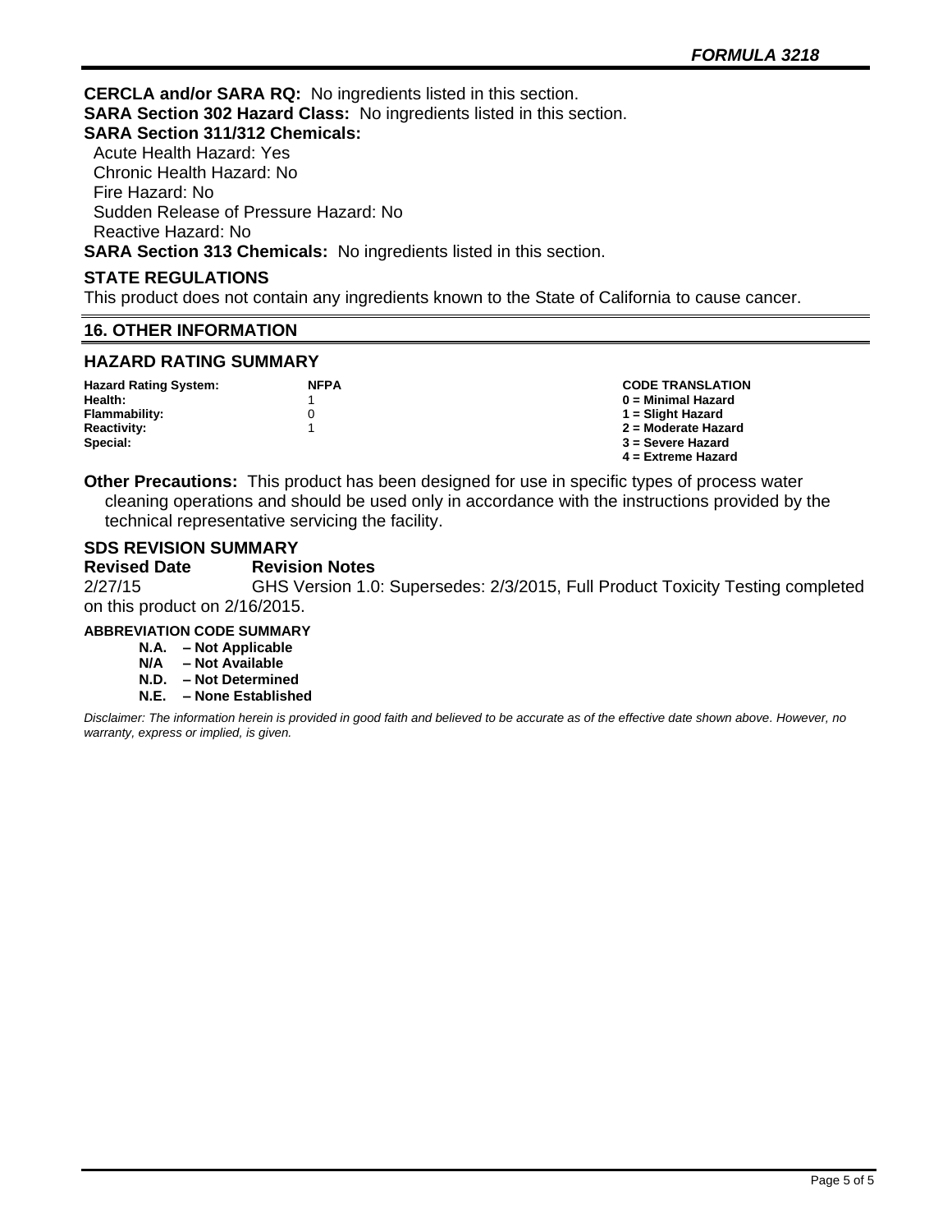**CERCLA and/or SARA RQ:** No ingredients listed in this section.
**SARA Section 302 Hazard Class:** No ingredients listed in this section.
**SARA Section 311/312 Chemicals:**
Acute Health Hazard: Yes
Chronic Health Hazard: No
Fire Hazard: No
Sudden Release of Pressure Hazard: No
Reactive Hazard: No
**SARA Section 313 Chemicals:** No ingredients listed in this section.

## STATE REGULATIONS

This product does not contain any ingredients known to the State of California to cause cancer.

## 16. OTHER INFORMATION

### HAZARD RATING SUMMARY

| Hazard Rating System: | NFPA | CODE TRANSLATION |
|---|---|---|
| Health: | 1 | 0 = Minimal Hazard |
| Flammability: | 0 | 1 = Slight Hazard |
| Reactivity: | 1 | 2 = Moderate Hazard |
| Special: | | 3 = Severe Hazard |
| | | 4 = Extreme Hazard |

**Other Precautions:** This product has been designed for use in specific types of process water cleaning operations and should be used only in accordance with the instructions provided by the technical representative servicing the facility.

### SDS REVISION SUMMARY

**Revised Date** **Revision Notes**
2/27/15 GHS Version 1.0: Supersedes: 2/3/2015, Full Product Toxicity Testing completed on this product on 2/16/2015.

**ABBREVIATION CODE SUMMARY**

- **N.A. – Not Applicable**
- **N/A – Not Available**
- **N.D. – Not Determined**
- **N.E. – None Established**

*Disclaimer: The information herein is provided in good faith and believed to be accurate as of the effective date shown above. However, no warranty, express or implied, is given.*